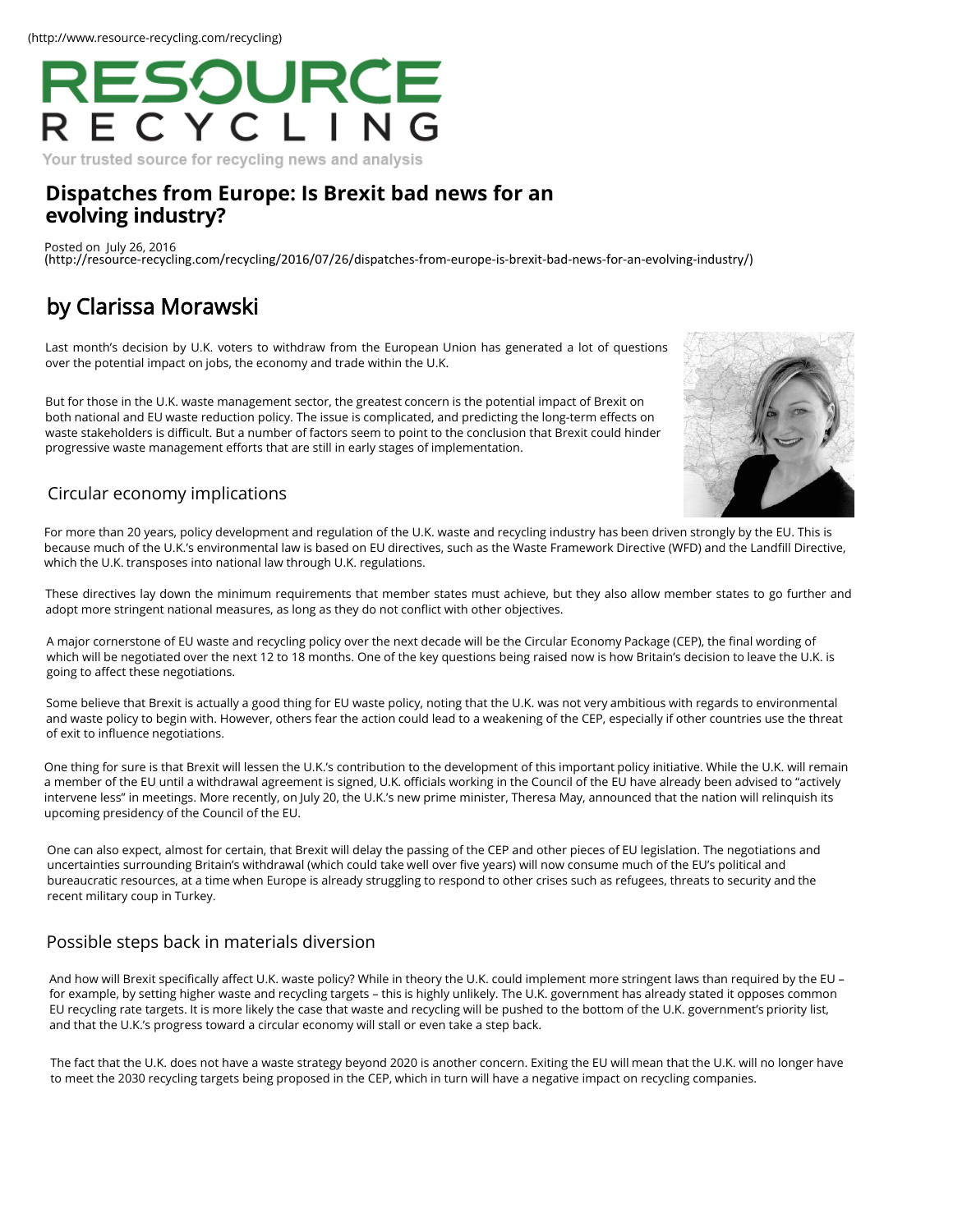(http://www.resource-recycling.com/recycling)

RESOURCE RECYCLING

Your trusted source for recycling news and analysis

# Dispatches from Europe: Is Brexit bad news for an evolving industry?

Posted on July 26, 2016
(http://resource-recycling.com/recycling/2016/07/26/dispatches-from-europe-is-brexit-bad-news-for-an-evolving-industry/)

## by Clarissa Morawski

Last month's decision by U.K. voters to withdraw from the European Union has generated a lot of questions over the potential impact on jobs, the economy and trade within the U.K.

But for those in the U.K. waste management sector, the greatest concern is the potential impact of Brexit on both national and EU waste reduction policy. The issue is complicated, and predicting the long-term effects on waste stakeholders is difficult. But a number of factors seem to point to the conclusion that Brexit could hinder progressive waste management efforts that are still in early stages of implementation.

### Circular economy implications

For more than 20 years, policy development and regulation of the U.K. waste and recycling industry has been driven strongly by the EU. This is because much of the U.K.'s environmental law is based on EU directives, such as the Waste Framework Directive (WFD) and the Landfill Directive, which the U.K. transposes into national law through U.K. regulations.

These directives lay down the minimum requirements that member states must achieve, but they also allow member states to go further and adopt more stringent national measures, as long as they do not conflict with other objectives.

A major cornerstone of EU waste and recycling policy over the next decade will be the Circular Economy Package (CEP), the final wording of which will be negotiated over the next 12 to 18 months. One of the key questions being raised now is how Britain's decision to leave the U.K. is going to affect these negotiations.

Some believe that Brexit is actually a good thing for EU waste policy, noting that the U.K. was not very ambitious with regards to environmental and waste policy to begin with. However, others fear the action could lead to a weakening of the CEP, especially if other countries use the threat of exit to influence negotiations.

One thing for sure is that Brexit will lessen the U.K.'s contribution to the development of this important policy initiative. While the U.K. will remain a member of the EU until a withdrawal agreement is signed, U.K. officials working in the Council of the EU have already been advised to "actively intervene less" in meetings. More recently, on July 20, the U.K.'s new prime minister, Theresa May, announced that the nation will relinquish its upcoming presidency of the Council of the EU.

One can also expect, almost for certain, that Brexit will delay the passing of the CEP and other pieces of EU legislation. The negotiations and uncertainties surrounding Britain's withdrawal (which could take well over five years) will now consume much of the EU's political and bureaucratic resources, at a time when Europe is already struggling to respond to other crises such as refugees, threats to security and the recent military coup in Turkey.

### Possible steps back in materials diversion

And how will Brexit specifically affect U.K. waste policy? While in theory the U.K. could implement more stringent laws than required by the EU – for example, by setting higher waste and recycling targets – this is highly unlikely. The U.K. government has already stated it opposes common EU recycling rate targets. It is more likely the case that waste and recycling will be pushed to the bottom of the U.K. government's priority list, and that the U.K.'s progress toward a circular economy will stall or even take a step back.

The fact that the U.K. does not have a waste strategy beyond 2020 is another concern. Exiting the EU will mean that the U.K. will no longer have to meet the 2030 recycling targets being proposed in the CEP, which in turn will have a negative impact on recycling companies.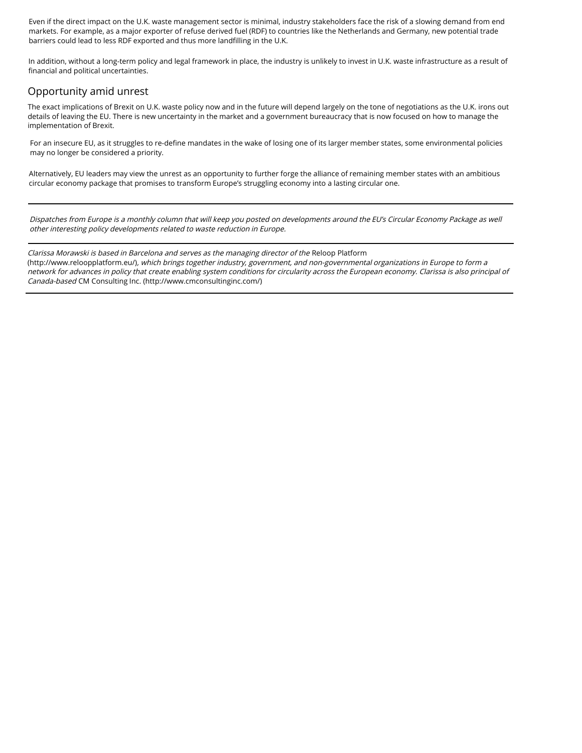Even if the direct impact on the U.K. waste management sector is minimal, industry stakeholders face the risk of a slowing demand from end markets. For example, as a major exporter of refuse derived fuel (RDF) to countries like the Netherlands and Germany, new potential trade barriers could lead to less RDF exported and thus more landfilling in the U.K.

In addition, without a long-term policy and legal framework in place, the industry is unlikely to invest in U.K. waste infrastructure as a result of financial and political uncertainties.

## Opportunity amid unrest

The exact implications of Brexit on U.K. waste policy now and in the future will depend largely on the tone of negotiations as the U.K. irons out details of leaving the EU. There is new uncertainty in the market and a government bureaucracy that is now focused on how to manage the implementation of Brexit.

For an insecure EU, as it struggles to re-define mandates in the wake of losing one of its larger member states, some environmental policies may no longer be considered a priority.

Alternatively, EU leaders may view the unrest as an opportunity to further forge the alliance of remaining member states with an ambitious circular economy package that promises to transform Europe's struggling economy into a lasting circular one.

---

*Dispatches from Europe is a monthly column that will keep you posted on developments around the EU's Circular Economy Package as well other interesting policy developments related to waste reduction in Europe.*

---

*Clarissa Morawski is based in Barcelona and serves as the managing director of the* Reloop Platform (http://www.reloopplatform.eu/)*, which brings together industry, government, and non-governmental organizations in Europe to form a network for advances in policy that create enabling system conditions for circularity across the European economy. Clarissa is also principal of Canada-based* CM Consulting Inc. (http://www.cmconsultinginc.com/)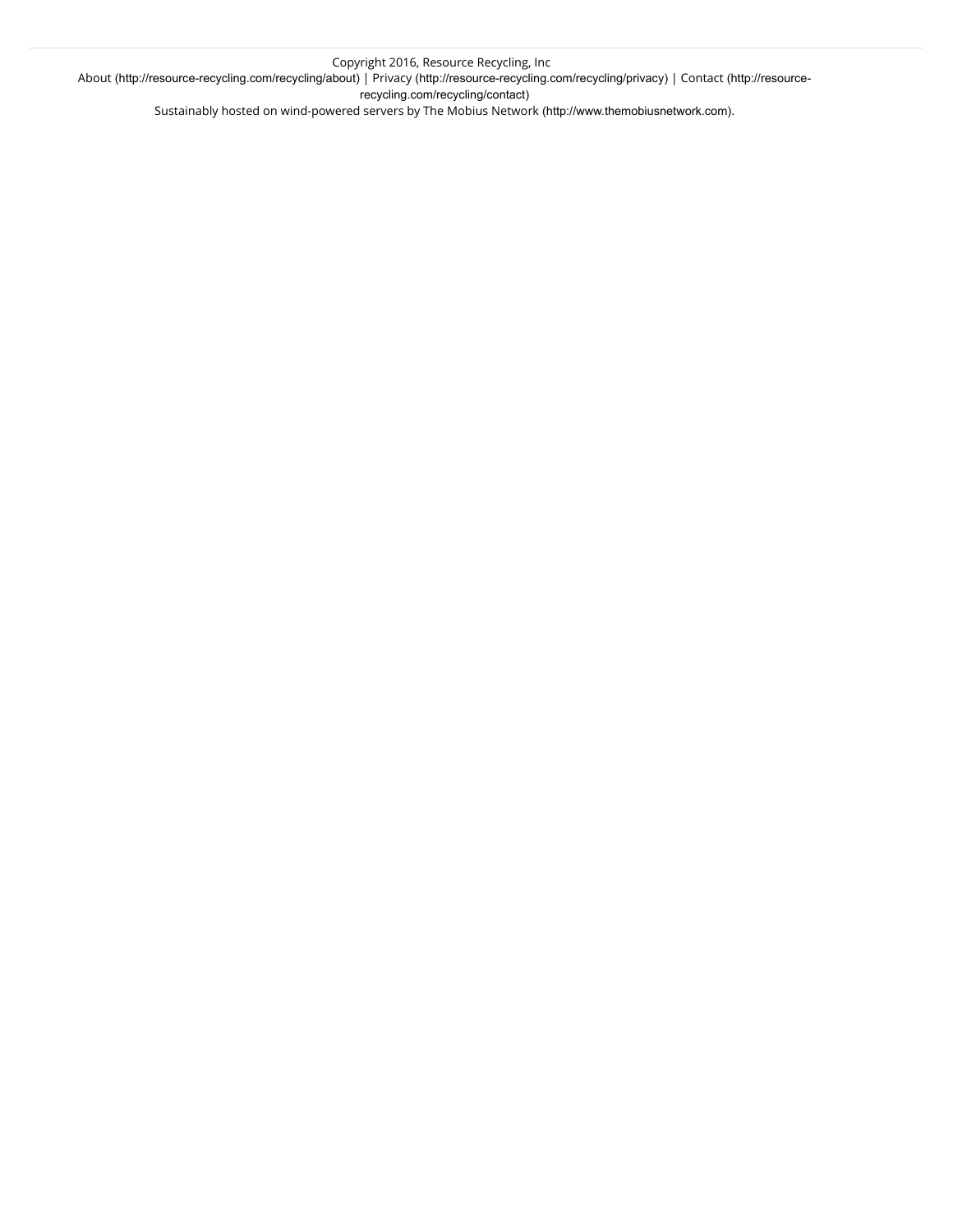Copyright 2016, Resource Recycling, Inc

About (http://resource-recycling.com/recycling/about) | Privacy (http://resource-recycling.com/recycling/privacy) | Contact (http://resource-recycling.com/recycling/contact)

Sustainably hosted on wind-powered servers by The Mobius Network (http://www.themobiusnetwork.com).